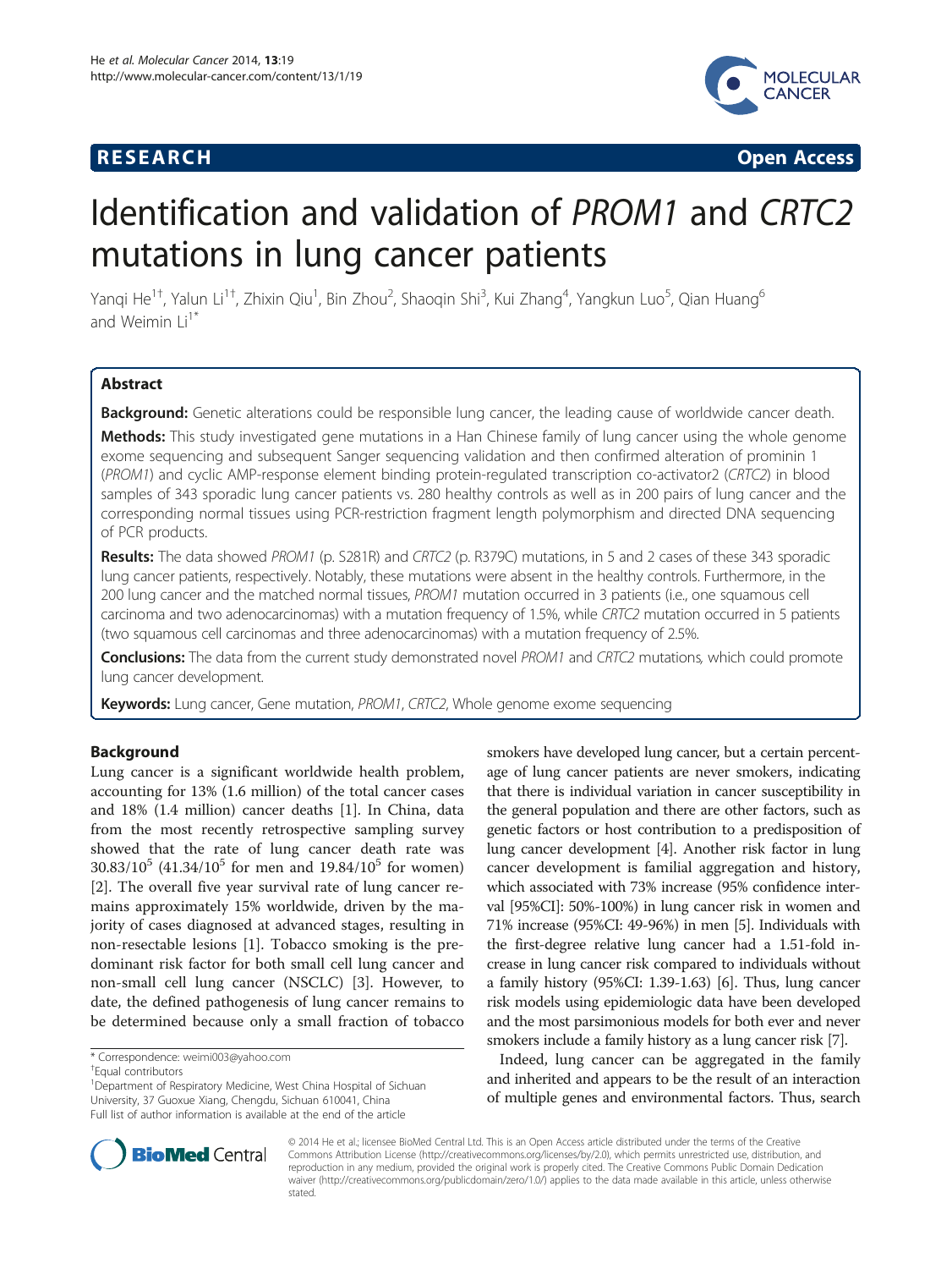**RESEARCH** **Open Access**

# Identification and validation of *PROM1* and *CRTC2* mutations in lung cancer patients

Yanqi He[1†], Yalun Li[1†], Zhixin Qiu[1], Bin Zhou[2], Shaoqin Shi[3], Kui Zhang[4], Yangkun Luo[5], Qian Huang[6] and Weimin Li[1*]

## Abstract

**Background:** Genetic alterations could be responsible lung cancer, the leading cause of worldwide cancer death.

**Methods:** This study investigated gene mutations in a Han Chinese family of lung cancer using the whole genome exome sequencing and subsequent Sanger sequencing validation and then confirmed alteration of prominin 1 (*PROM1*) and cyclic AMP-response element binding protein-regulated transcription co-activator2 (*CRTC2*) in blood samples of 343 sporadic lung cancer patients vs. 280 healthy controls as well as in 200 pairs of lung cancer and the corresponding normal tissues using PCR-restriction fragment length polymorphism and directed DNA sequencing of PCR products.

**Results:** The data showed *PROM1* (p. S281R) and *CRTC2* (p. R379C) mutations, in 5 and 2 cases of these 343 sporadic lung cancer patients, respectively. Notably, these mutations were absent in the healthy controls. Furthermore, in the 200 lung cancer and the matched normal tissues, *PROM1* mutation occurred in 3 patients (i.e., one squamous cell carcinoma and two adenocarcinomas) with a mutation frequency of 1.5%, while *CRTC2* mutation occurred in 5 patients (two squamous cell carcinomas and three adenocarcinomas) with a mutation frequency of 2.5%.

**Conclusions:** The data from the current study demonstrated novel *PROM1* and *CRTC2* mutations, which could promote lung cancer development.

**Keywords:** Lung cancer, Gene mutation, *PROM1*, *CRTC2*, Whole genome exome sequencing

## Background

Lung cancer is a significant worldwide health problem, accounting for 13% (1.6 million) of the total cancer cases and 18% (1.4 million) cancer deaths [1]. In China, data from the most recently retrospective sampling survey showed that the rate of lung cancer death rate was $30.83/10^5$ ($41.34/10^5$ for men and $19.84/10^5$ for women) [2]. The overall five year survival rate of lung cancer remains approximately 15% worldwide, driven by the majority of cases diagnosed at advanced stages, resulting in non-resectable lesions [1]. Tobacco smoking is the predominant risk factor for both small cell lung cancer and non-small cell lung cancer (NSCLC) [3]. However, to date, the defined pathogenesis of lung cancer remains to be determined because only a small fraction of tobacco smokers have developed lung cancer, but a certain percentage of lung cancer patients are never smokers, indicating that there is individual variation in cancer susceptibility in the general population and there are other factors, such as genetic factors or host contribution to a predisposition of lung cancer development [4]. Another risk factor in lung cancer development is familial aggregation and history, which associated with 73% increase (95% confidence interval [95%CI]: 50%-100%) in lung cancer risk in women and 71% increase (95%CI: 49-96%) in men [5]. Individuals with the first-degree relative lung cancer had a 1.51-fold increase in lung cancer risk compared to individuals without a family history (95%CI: 1.39-1.63) [6]. Thus, lung cancer risk models using epidemiologic data have been developed and the most parsimonious models for both ever and never smokers include a family history as a lung cancer risk [7].

Indeed, lung cancer can be aggregated in the family and inherited and appears to be the result of an interaction of multiple genes and environmental factors. Thus, search

\* Correspondence: weimi003@yahoo.com
†Equal contributors
[1]Department of Respiratory Medicine, West China Hospital of Sichuan University, 37 Guoxue Xiang, Chengdu, Sichuan 610041, China
Full list of author information is available at the end of the article

© 2014 He et al.; licensee BioMed Central Ltd. This is an Open Access article distributed under the terms of the Creative Commons Attribution License (http://creativecommons.org/licenses/by/2.0), which permits unrestricted use, distribution, and reproduction in any medium, provided the original work is properly cited. The Creative Commons Public Domain Dedication waiver (http://creativecommons.org/publicdomain/zero/1.0/) applies to the data made available in this article, unless otherwise stated.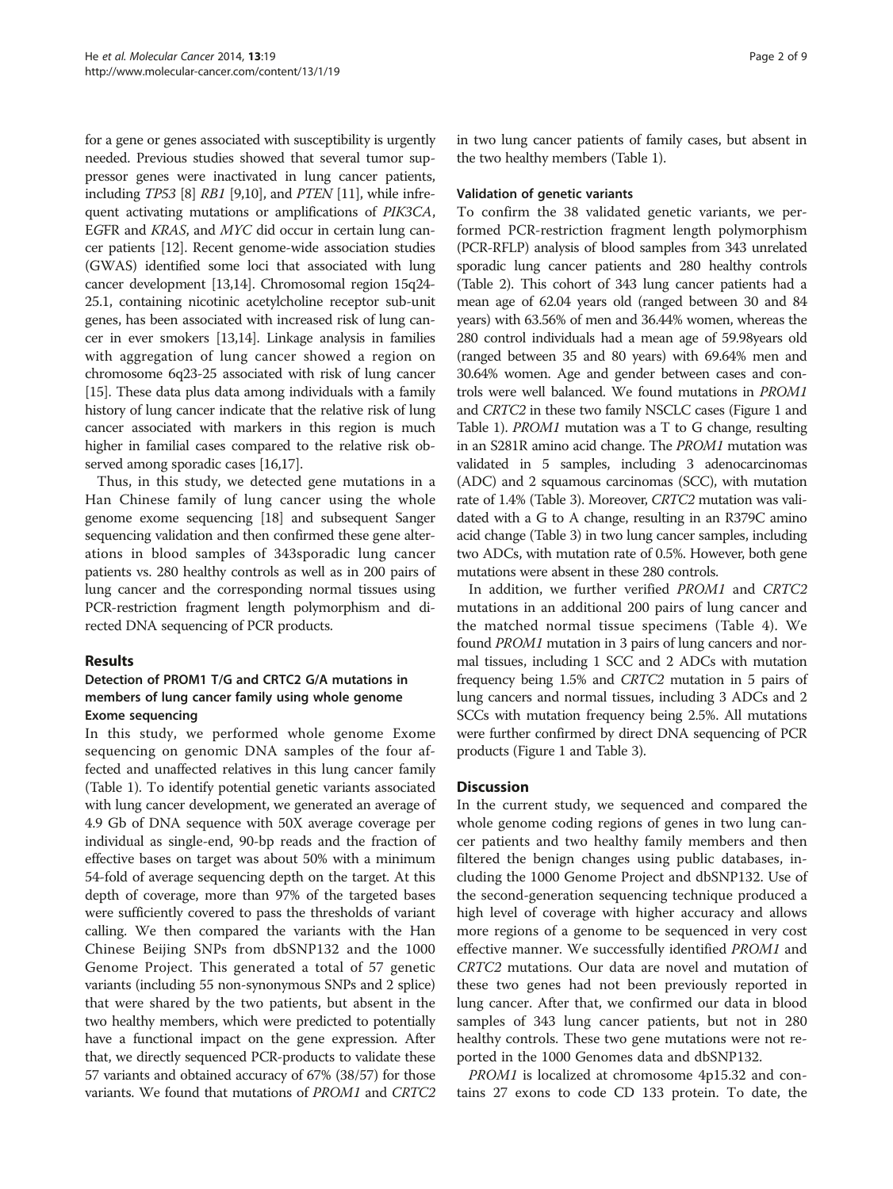for a gene or genes associated with susceptibility is urgently needed. Previous studies showed that several tumor suppressor genes were inactivated in lung cancer patients, including *TP53* [8] *RB1* [9,10], and *PTEN* [11], while infrequent activating mutations or amplifications of *PIK3CA*, EGFR and *KRAS*, and *MYC* did occur in certain lung cancer patients [12]. Recent genome-wide association studies (GWAS) identified some loci that associated with lung cancer development [13,14]. Chromosomal region 15q24-25.1, containing nicotinic acetylcholine receptor sub-unit genes, has been associated with increased risk of lung cancer in ever smokers [13,14]. Linkage analysis in families with aggregation of lung cancer showed a region on chromosome 6q23-25 associated with risk of lung cancer [15]. These data plus data among individuals with a family history of lung cancer indicate that the relative risk of lung cancer associated with markers in this region is much higher in familial cases compared to the relative risk observed among sporadic cases [16,17].

Thus, in this study, we detected gene mutations in a Han Chinese family of lung cancer using the whole genome exome sequencing [18] and subsequent Sanger sequencing validation and then confirmed these gene alterations in blood samples of 343sporadic lung cancer patients vs. 280 healthy controls as well as in 200 pairs of lung cancer and the corresponding normal tissues using PCR-restriction fragment length polymorphism and directed DNA sequencing of PCR products.

## Results

### Detection of PROM1 T/G and CRTC2 G/A mutations in members of lung cancer family using whole genome Exome sequencing

In this study, we performed whole genome Exome sequencing on genomic DNA samples of the four affected and unaffected relatives in this lung cancer family (Table 1). To identify potential genetic variants associated with lung cancer development, we generated an average of 4.9 Gb of DNA sequence with 50X average coverage per individual as single-end, 90-bp reads and the fraction of effective bases on target was about 50% with a minimum 54-fold of average sequencing depth on the target. At this depth of coverage, more than 97% of the targeted bases were sufficiently covered to pass the thresholds of variant calling. We then compared the variants with the Han Chinese Beijing SNPs from dbSNP132 and the 1000 Genome Project. This generated a total of 57 genetic variants (including 55 non-synonymous SNPs and 2 splice) that were shared by the two patients, but absent in the two healthy members, which were predicted to potentially have a functional impact on the gene expression. After that, we directly sequenced PCR-products to validate these 57 variants and obtained accuracy of 67% (38/57) for those variants. We found that mutations of *PROM1* and *CRTC2* in two lung cancer patients of family cases, but absent in the two healthy members (Table 1).

### Validation of genetic variants

To confirm the 38 validated genetic variants, we performed PCR-restriction fragment length polymorphism (PCR-RFLP) analysis of blood samples from 343 unrelated sporadic lung cancer patients and 280 healthy controls (Table 2). This cohort of 343 lung cancer patients had a mean age of 62.04 years old (ranged between 30 and 84 years) with 63.56% of men and 36.44% women, whereas the 280 control individuals had a mean age of 59.98years old (ranged between 35 and 80 years) with 69.64% men and 30.64% women. Age and gender between cases and controls were well balanced. We found mutations in *PROM1* and *CRTC2* in these two family NSCLC cases (Figure 1 and Table 1). *PROM1* mutation was a T to G change, resulting in an S281R amino acid change. The *PROM1* mutation was validated in 5 samples, including 3 adenocarcinomas (ADC) and 2 squamous carcinomas (SCC), with mutation rate of 1.4% (Table 3). Moreover, *CRTC2* mutation was validated with a G to A change, resulting in an R379C amino acid change (Table 3) in two lung cancer samples, including two ADCs, with mutation rate of 0.5%. However, both gene mutations were absent in these 280 controls.

In addition, we further verified *PROM1* and *CRTC2* mutations in an additional 200 pairs of lung cancer and the matched normal tissue specimens (Table 4). We found *PROM1* mutation in 3 pairs of lung cancers and normal tissues, including 1 SCC and 2 ADCs with mutation frequency being 1.5% and *CRTC2* mutation in 5 pairs of lung cancers and normal tissues, including 3 ADCs and 2 SCCs with mutation frequency being 2.5%. All mutations were further confirmed by direct DNA sequencing of PCR products (Figure 1 and Table 3).

## Discussion

In the current study, we sequenced and compared the whole genome coding regions of genes in two lung cancer patients and two healthy family members and then filtered the benign changes using public databases, including the 1000 Genome Project and dbSNP132. Use of the second-generation sequencing technique produced a high level of coverage with higher accuracy and allows more regions of a genome to be sequenced in very cost effective manner. We successfully identified *PROM1* and *CRTC2* mutations. Our data are novel and mutation of these two genes had not been previously reported in lung cancer. After that, we confirmed our data in blood samples of 343 lung cancer patients, but not in 280 healthy controls. These two gene mutations were not reported in the 1000 Genomes data and dbSNP132.

*PROM1* is localized at chromosome 4p15.32 and contains 27 exons to code CD 133 protein. To date, the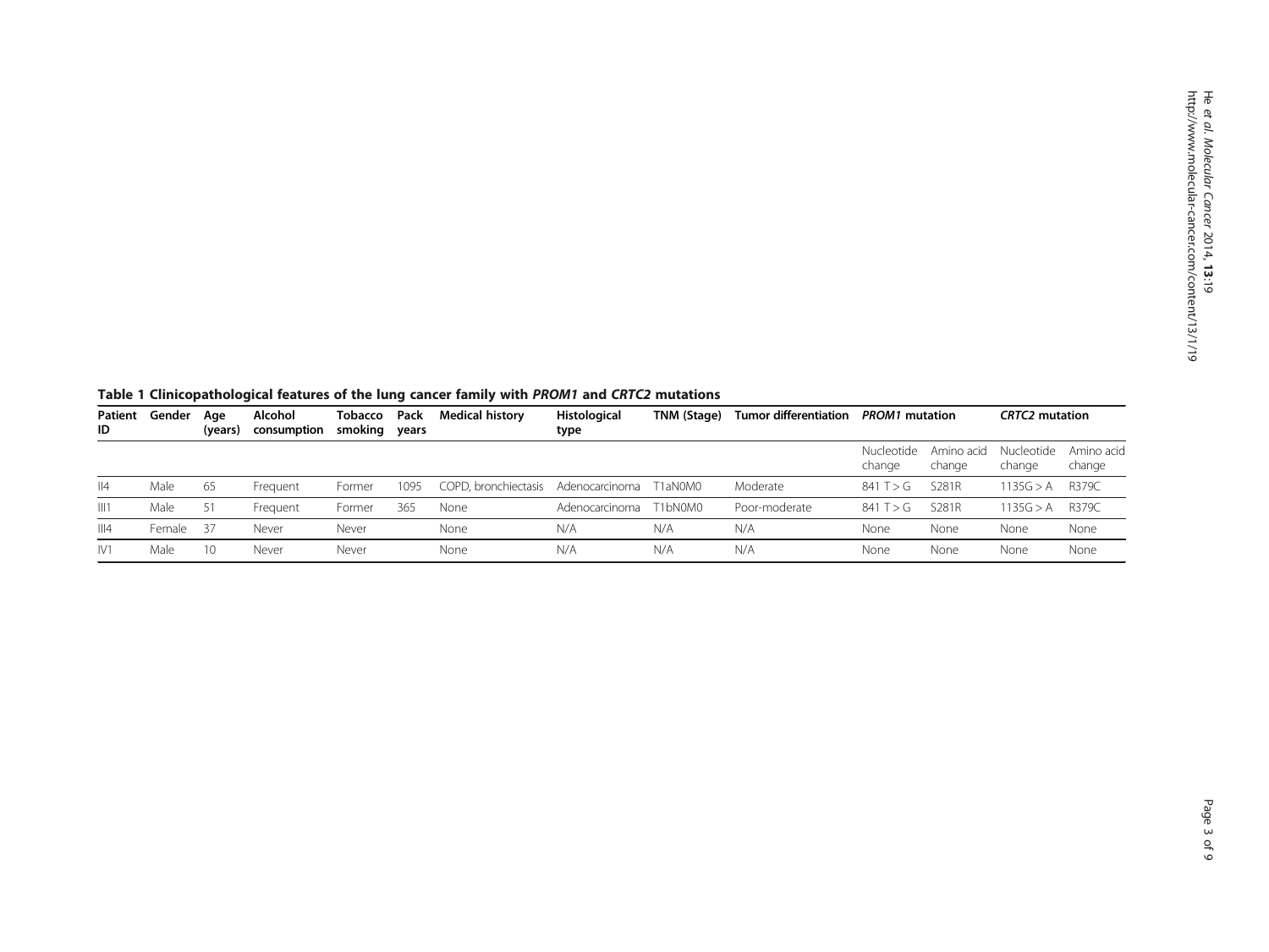**Table 1 Clinicopathological features of the lung cancer family with *PROM1* and *CRTC2* mutations**

| Patient ID | Gender | Age (years) | Alcohol consumption | Tobacco smoking | Pack years | Medical history | Histological type | TNM (Stage) | Tumor differentiation | *PROM1* mutation | | *CRTC2* mutation | |
|---|---|---|---|---|---|---|---|---|---|---|---|---|---|
| | | | | | | | | | | Nucleotide change | Amino acid change | Nucleotide change | Amino acid change |
| II4 | Male | 65 | Frequent | Former | 1095 | COPD, bronchiectasis | Adenocarcinoma | T1aN0M0 | Moderate | 841 T > G | S281R | 1135G > A | R379C |
| III1 | Male | 51 | Frequent | Former | 365 | None | Adenocarcinoma | T1bN0M0 | Poor-moderate | 841 T > G | S281R | 1135G > A | R379C |
| III4 | Female | 37 | Never | Never | | None | N/A | N/A | N/A | None | None | None | None |
| IV1 | Male | 10 | Never | Never | | None | N/A | N/A | N/A | None | None | None | None |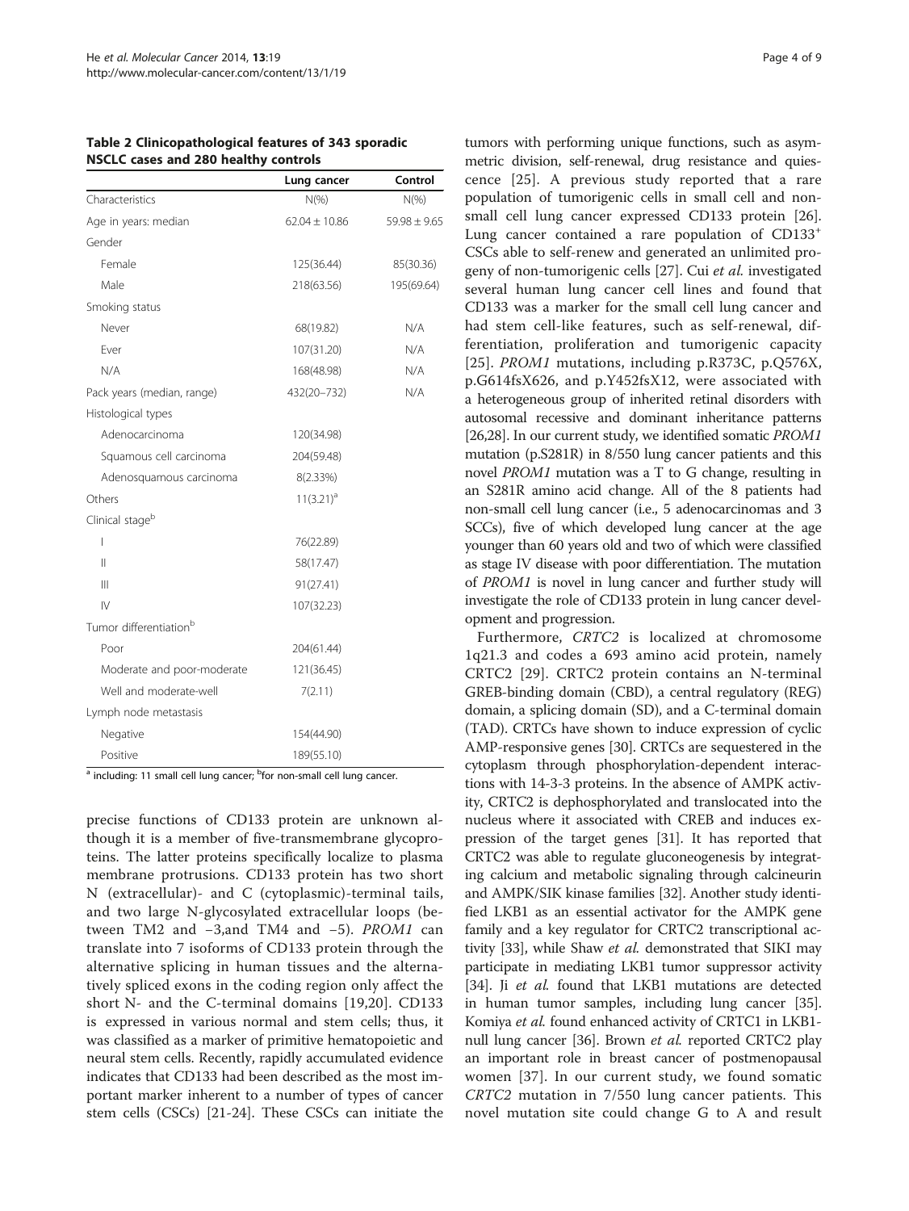**Table 2 Clinicopathological features of 343 sporadic NSCLC cases and 280 healthy controls**

| | Lung cancer | Control |
|---|---|---|
| Characteristics | N(%) | N(%) |
| Age in years: median | 62.04 ± 10.86 | 59.98 ± 9.65 |
| Gender | | |
| Female | 125(36.44) | 85(30.36) |
| Male | 218(63.56) | 195(69.64) |
| Smoking status | | |
| Never | 68(19.82) | N/A |
| Ever | 107(31.20) | N/A |
| N/A | 168(48.98) | N/A |
| Pack years (median, range) | 432(20–732) | N/A |
| Histological types | | |
| Adenocarcinoma | 120(34.98) | |
| Squamous cell carcinoma | 204(59.48) | |
| Adenosquamous carcinoma | 8(2.33%) | |
| Others | 11(3.21)[a] | |
| Clinical stage[b] | | |
| I | 76(22.89) | |
| II | 58(17.47) | |
| III | 91(27.41) | |
| IV | 107(32.23) | |
| Tumor differentiation[b] | | |
| Poor | 204(61.44) | |
| Moderate and poor-moderate | 121(36.45) | |
| Well and moderate-well | 7(2.11) | |
| Lymph node metastasis | | |
| Negative | 154(44.90) | |
| Positive | 189(55.10) | |

[a] including: 11 small cell lung cancer; [b]for non-small cell lung cancer.

precise functions of CD133 protein are unknown although it is a member of five-transmembrane glycoproteins. The latter proteins specifically localize to plasma membrane protrusions. CD133 protein has two short N (extracellular)- and C (cytoplasmic)-terminal tails, and two large N-glycosylated extracellular loops (between TM2 and −3,and TM4 and −5). *PROM1* can translate into 7 isoforms of CD133 protein through the alternative splicing in human tissues and the alternatively spliced exons in the coding region only affect the short N- and the C-terminal domains [19,20]. CD133 is expressed in various normal and stem cells; thus, it was classified as a marker of primitive hematopoietic and neural stem cells. Recently, rapidly accumulated evidence indicates that CD133 had been described as the most important marker inherent to a number of types of cancer stem cells (CSCs) [21-24]. These CSCs can initiate the tumors with performing unique functions, such as asymmetric division, self-renewal, drug resistance and quiescence [25]. A previous study reported that a rare population of tumorigenic cells in small cell and non-small cell lung cancer expressed CD133 protein [26]. Lung cancer contained a rare population of CD133$^+$ CSCs able to self-renew and generated an unlimited progeny of non-tumorigenic cells [27]. Cui *et al.* investigated several human lung cancer cell lines and found that CD133 was a marker for the small cell lung cancer and had stem cell-like features, such as self-renewal, differentiation, proliferation and tumorigenic capacity [25]. *PROM1* mutations, including p.R373C, p.Q576X, p.G614fsX626, and p.Y452fsX12, were associated with a heterogeneous group of inherited retinal disorders with autosomal recessive and dominant inheritance patterns [26,28]. In our current study, we identified somatic *PROM1* mutation (p.S281R) in 8/550 lung cancer patients and this novel *PROM1* mutation was a T to G change, resulting in an S281R amino acid change. All of the 8 patients had non-small cell lung cancer (i.e., 5 adenocarcinomas and 3 SCCs), five of which developed lung cancer at the age younger than 60 years old and two of which were classified as stage IV disease with poor differentiation. The mutation of *PROM1* is novel in lung cancer and further study will investigate the role of CD133 protein in lung cancer development and progression.

Furthermore, *CRTC2* is localized at chromosome 1q21.3 and codes a 693 amino acid protein, namely CRTC2 [29]. CRTC2 protein contains an N-terminal GREB-binding domain (CBD), a central regulatory (REG) domain, a splicing domain (SD), and a C-terminal domain (TAD). CRTCs have shown to induce expression of cyclic AMP-responsive genes [30]. CRTCs are sequestered in the cytoplasm through phosphorylation-dependent interactions with 14-3-3 proteins. In the absence of AMPK activity, CRTC2 is dephosphorylated and translocated into the nucleus where it associated with CREB and induces expression of the target genes [31]. It has reported that CRTC2 was able to regulate gluconeogenesis by integrating calcium and metabolic signaling through calcineurin and AMPK/SIK kinase families [32]. Another study identified LKB1 as an essential activator for the AMPK gene family and a key regulator for CRTC2 transcriptional activity [33], while Shaw *et al.* demonstrated that SIKI may participate in mediating LKB1 tumor suppressor activity [34]. Ji *et al.* found that LKB1 mutations are detected in human tumor samples, including lung cancer [35]. Komiya *et al.* found enhanced activity of CRTC1 in LKB1-null lung cancer [36]. Brown *et al.* reported CRTC2 play an important role in breast cancer of postmenopausal women [37]. In our current study, we found somatic *CRTC2* mutation in 7/550 lung cancer patients. This novel mutation site could change G to A and result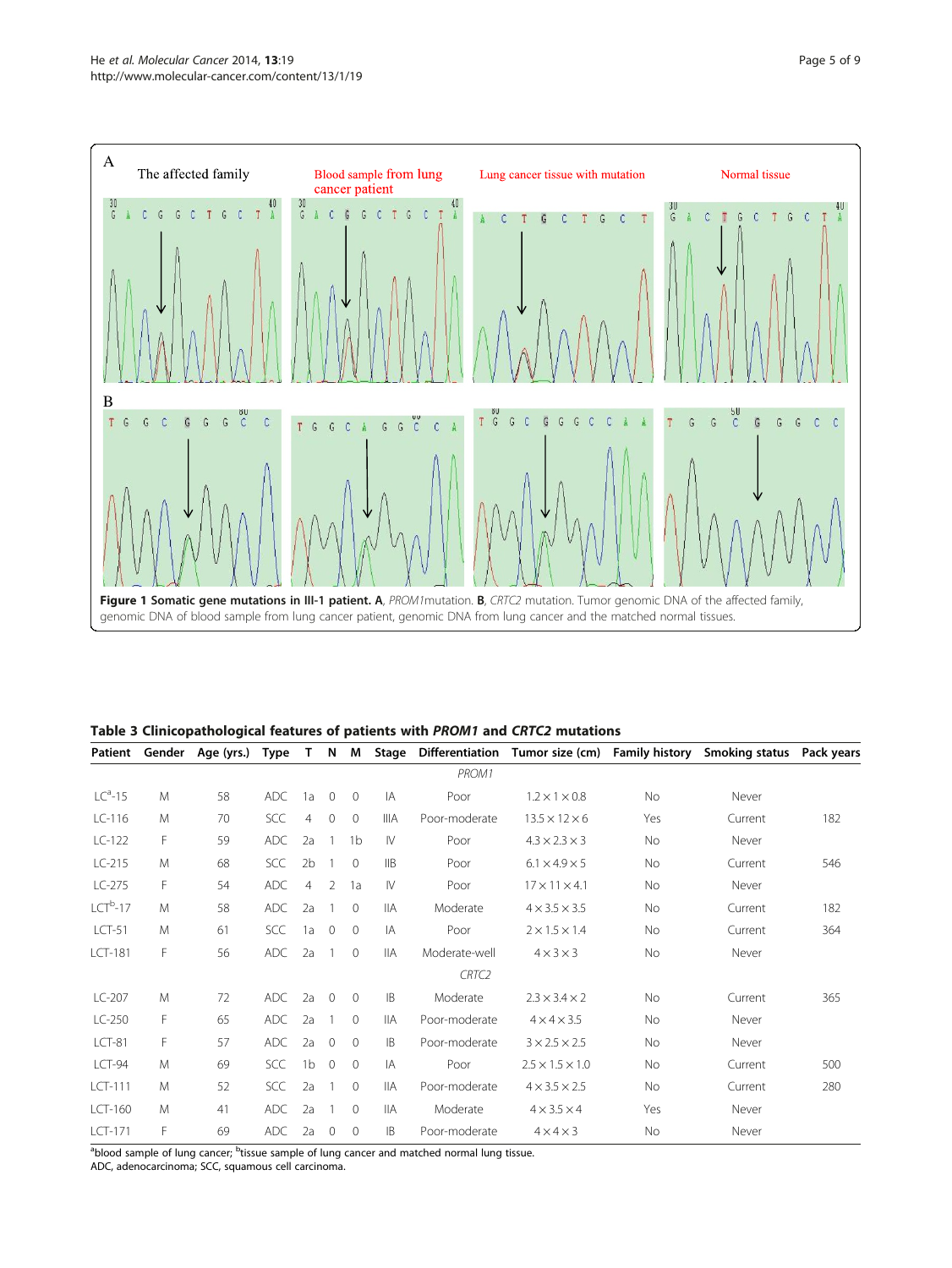**Figure 1 Somatic gene mutations in III-1 patient. A**, *PROM1* mutation. **B**, *CRTC2* mutation. Tumor genomic DNA of the affected family, genomic DNA of blood sample from lung cancer patient, genomic DNA from lung cancer and the matched normal tissues.

**Table 3 Clinicopathological features of patients with *PROM1* and *CRTC2* mutations**

| Patient | Gender | Age (yrs.) | Type | T | N | M | Stage | Differentiation | Tumor size (cm) | Family history | Smoking status | Pack years |
|---|---|---|---|---|---|---|---|---|---|---|---|---|
| | | | | | | | | *PROM1* | | | | |
| LC[a]-15 | M | 58 | ADC | 1a | 0 | 0 | IA | Poor | 1.2 × 1 × 0.8 | No | Never | |
| LC-116 | M | 70 | SCC | 4 | 0 | 0 | IIIA | Poor-moderate | 13.5 × 12 × 6 | Yes | Current | 182 |
| LC-122 | F | 59 | ADC | 2a | 1 | 1b | IV | Poor | 4.3 × 2.3 × 3 | No | Never | |
| LC-215 | M | 68 | SCC | 2b | 1 | 0 | IIB | Poor | 6.1 × 4.9 × 5 | No | Current | 546 |
| LC-275 | F | 54 | ADC | 4 | 2 | 1a | IV | Poor | 17 × 11 × 4.1 | No | Never | |
| LCT[b]-17 | M | 58 | ADC | 2a | 1 | 0 | IIA | Moderate | 4 × 3.5 × 3.5 | No | Current | 182 |
| LCT-51 | M | 61 | SCC | 1a | 0 | 0 | IA | Poor | 2 × 1.5 × 1.4 | No | Current | 364 |
| LCT-181 | F | 56 | ADC | 2a | 1 | 0 | IIA | Moderate-well | 4 × 3 × 3 | No | Never | |
| | | | | | | | | *CRTC2* | | | | |
| LC-207 | M | 72 | ADC | 2a | 0 | 0 | IB | Moderate | 2.3 × 3.4 × 2 | No | Current | 365 |
| LC-250 | F | 65 | ADC | 2a | 1 | 0 | IIA | Poor-moderate | 4 × 4 × 3.5 | No | Never | |
| LCT-81 | F | 57 | ADC | 2a | 0 | 0 | IB | Poor-moderate | 3 × 2.5 × 2.5 | No | Never | |
| LCT-94 | M | 69 | SCC | 1b | 0 | 0 | IA | Poor | 2.5 × 1.5 × 1.0 | No | Current | 500 |
| LCT-111 | M | 52 | SCC | 2a | 1 | 0 | IIA | Poor-moderate | 4 × 3.5 × 2.5 | No | Current | 280 |
| LCT-160 | M | 41 | ADC | 2a | 1 | 0 | IIA | Moderate | 4 × 3.5 × 4 | Yes | Never | |
| LCT-171 | F | 69 | ADC | 2a | 0 | 0 | IB | Poor-moderate | 4 × 4 × 3 | No | Never | |

[a]blood sample of lung cancer; [b]tissue sample of lung cancer and matched normal lung tissue.
ADC, adenocarcinoma; SCC, squamous cell carcinoma.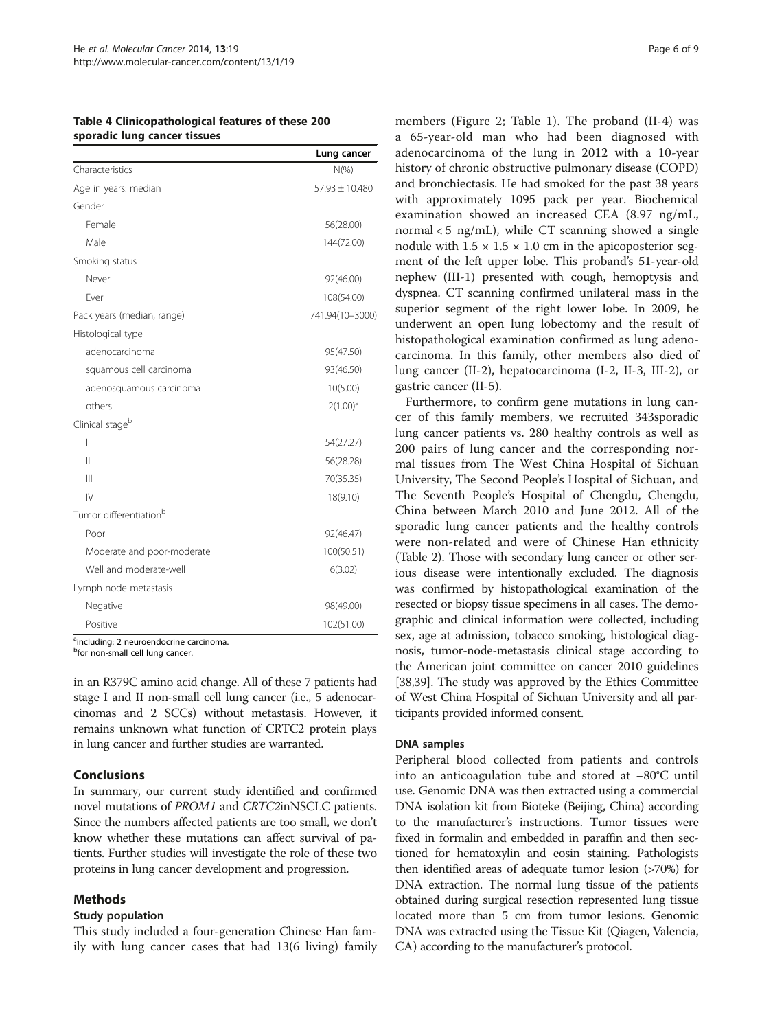**Table 4 Clinicopathological features of these 200 sporadic lung cancer tissues**

| | Lung cancer |
|---|---|
| Characteristics | N(%) |
| Age in years: median | 57.93 ± 10.480 |
| Gender | |
| Female | 56(28.00) |
| Male | 144(72.00) |
| Smoking status | |
| Never | 92(46.00) |
| Ever | 108(54.00) |
| Pack years (median, range) | 741.94(10–3000) |
| Histological type | |
| adenocarcinoma | 95(47.50) |
| squamous cell carcinoma | 93(46.50) |
| adenosquamous carcinoma | 10(5.00) |
| others | 2(1.00)[a] |
| Clinical stage[b] | |
| I | 54(27.27) |
| II | 56(28.28) |
| III | 70(35.35) |
| IV | 18(9.10) |
| Tumor differentiation[b] | |
| Poor | 92(46.47) |
| Moderate and poor-moderate | 100(50.51) |
| Well and moderate-well | 6(3.02) |
| Lymph node metastasis | |
| Negative | 98(49.00) |
| Positive | 102(51.00) |

[a]including: 2 neuroendocrine carcinoma.
[b]for non-small cell lung cancer.

in an R379C amino acid change. All of these 7 patients had stage I and II non-small cell lung cancer (i.e., 5 adenocarcinomas and 2 SCCs) without metastasis. However, it remains unknown what function of CRTC2 protein plays in lung cancer and further studies are warranted.

## Conclusions

In summary, our current study identified and confirmed novel mutations of *PROM1* and *CRTC2*inNSCLC patients. Since the numbers affected patients are too small, we don't know whether these mutations can affect survival of patients. Further studies will investigate the role of these two proteins in lung cancer development and progression.

## Methods

### Study population

This study included a four-generation Chinese Han family with lung cancer cases that had 13(6 living) family members (Figure 2; Table 1). The proband (II-4) was a 65-year-old man who had been diagnosed with adenocarcinoma of the lung in 2012 with a 10-year history of chronic obstructive pulmonary disease (COPD) and bronchiectasis. He had smoked for the past 38 years with approximately 1095 pack per year. Biochemical examination showed an increased CEA (8.97 ng/mL, normal < 5 ng/mL), while CT scanning showed a single nodule with 1.5 × 1.5 × 1.0 cm in the apicoposterior segment of the left upper lobe. This proband's 51-year-old nephew (III-1) presented with cough, hemoptysis and dyspnea. CT scanning confirmed unilateral mass in the superior segment of the right lower lobe. In 2009, he underwent an open lung lobectomy and the result of histopathological examination confirmed as lung adenocarcinoma. In this family, other members also died of lung cancer (II-2), hepatocarcinoma (I-2, II-3, III-2), or gastric cancer (II-5).

Furthermore, to confirm gene mutations in lung cancer of this family members, we recruited 343sporadic lung cancer patients vs. 280 healthy controls as well as 200 pairs of lung cancer and the corresponding normal tissues from The West China Hospital of Sichuan University, The Second People's Hospital of Sichuan, and The Seventh People's Hospital of Chengdu, Chengdu, China between March 2010 and June 2012. All of the sporadic lung cancer patients and the healthy controls were non-related and were of Chinese Han ethnicity (Table 2). Those with secondary lung cancer or other serious disease were intentionally excluded. The diagnosis was confirmed by histopathological examination of the resected or biopsy tissue specimens in all cases. The demographic and clinical information were collected, including sex, age at admission, tobacco smoking, histological diagnosis, tumor-node-metastasis clinical stage according to the American joint committee on cancer 2010 guidelines [38,39]. The study was approved by the Ethics Committee of West China Hospital of Sichuan University and all participants provided informed consent.

### DNA samples

Peripheral blood collected from patients and controls into an anticoagulation tube and stored at −80°C until use. Genomic DNA was then extracted using a commercial DNA isolation kit from Bioteke (Beijing, China) according to the manufacturer's instructions. Tumor tissues were fixed in formalin and embedded in paraffin and then sectioned for hematoxylin and eosin staining. Pathologists then identified areas of adequate tumor lesion (>70%) for DNA extraction. The normal lung tissue of the patients obtained during surgical resection represented lung tissue located more than 5 cm from tumor lesions. Genomic DNA was extracted using the Tissue Kit (Qiagen, Valencia, CA) according to the manufacturer's protocol.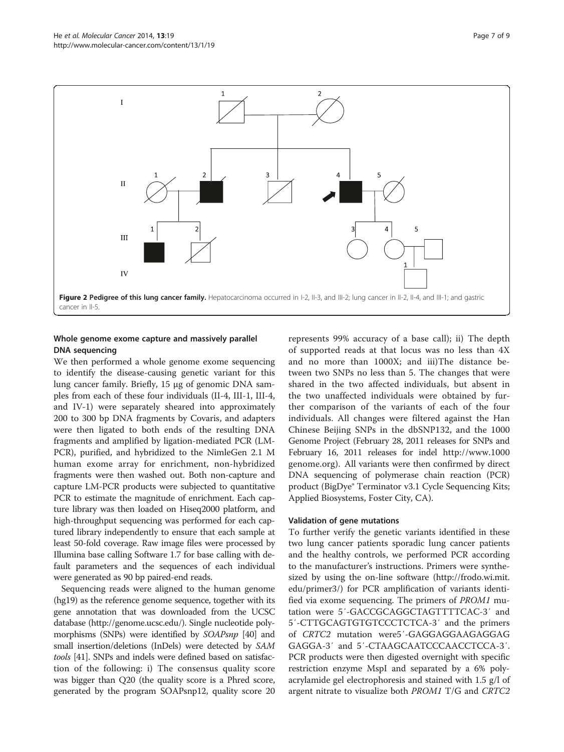Figure 2 Pedigree of this lung cancer family. Hepatocarcinoma occurred in I-2, II-3, and III-2; lung cancer in II-2, II-4, and III-1; and gastric cancer in II-5.

### Whole genome exome capture and massively parallel DNA sequencing

We then performed a whole genome exome sequencing to identify the disease-causing genetic variant for this lung cancer family. Briefly, 15 μg of genomic DNA samples from each of these four individuals (II-4, III-1, III-4, and IV-1) were separately sheared into approximately 200 to 300 bp DNA fragments by Covaris, and adapters were then ligated to both ends of the resulting DNA fragments and amplified by ligation-mediated PCR (LM-PCR), purified, and hybridized to the NimleGen 2.1 M human exome array for enrichment, non-hybridized fragments were then washed out. Both non-capture and capture LM-PCR products were subjected to quantitative PCR to estimate the magnitude of enrichment. Each capture library was then loaded on Hiseq2000 platform, and high-throughput sequencing was performed for each captured library independently to ensure that each sample at least 50-fold coverage. Raw image files were processed by Illumina base calling Software 1.7 for base calling with default parameters and the sequences of each individual were generated as 90 bp paired-end reads.

Sequencing reads were aligned to the human genome (hg19) as the reference genome sequence, together with its gene annotation that was downloaded from the UCSC database (http://genome.ucsc.edu/). Single nucleotide polymorphisms (SNPs) were identified by *SOAPsnp* [40] and small insertion/deletions (InDels) were detected by *SAM tools* [41]. SNPs and indels were defined based on satisfaction of the following: i) The consensus quality score was bigger than Q20 (the quality score is a Phred score, generated by the program SOAPsnp12, quality score 20 represents 99% accuracy of a base call); ii) The depth of supported reads at that locus was no less than 4X and no more than 1000X; and iii)The distance between two SNPs no less than 5. The changes that were shared in the two affected individuals, but absent in the two unaffected individuals were obtained by further comparison of the variants of each of the four individuals. All changes were filtered against the Han Chinese Beijing SNPs in the dbSNP132, and the 1000 Genome Project (February 28, 2011 releases for SNPs and February 16, 2011 releases for indel http://www.1000genome.org). All variants were then confirmed by direct DNA sequencing of polymerase chain reaction (PCR) product (BigDye® Terminator v3.1 Cycle Sequencing Kits; Applied Biosystems, Foster City, CA).

### Validation of gene mutations

To further verify the genetic variants identified in these two lung cancer patients sporadic lung cancer patients and the healthy controls, we performed PCR according to the manufacturer's instructions. Primers were synthesized by using the on-line software (http://frodo.wi.mit.edu/primer3/) for PCR amplification of variants identified via exome sequencing. The primers of *PROM1* mutation were 5′-GACCGCAGGCTAGTTTTCAC-3′ and 5′-CTTGCAGTGTGTCCCTCTCA-3′ and the primers of *CRTC2* mutation were5′-GAGGAGGAAGAGGAGGAGGA-3′ and 5′-CTAAGCAATCCCAACCTCCA-3′. PCR products were then digested overnight with specific restriction enzyme MspI and separated by a 6% polyacrylamide gel electrophoresis and stained with 1.5 g/l of argent nitrate to visualize both *PROM1* T/G and *CRTC2*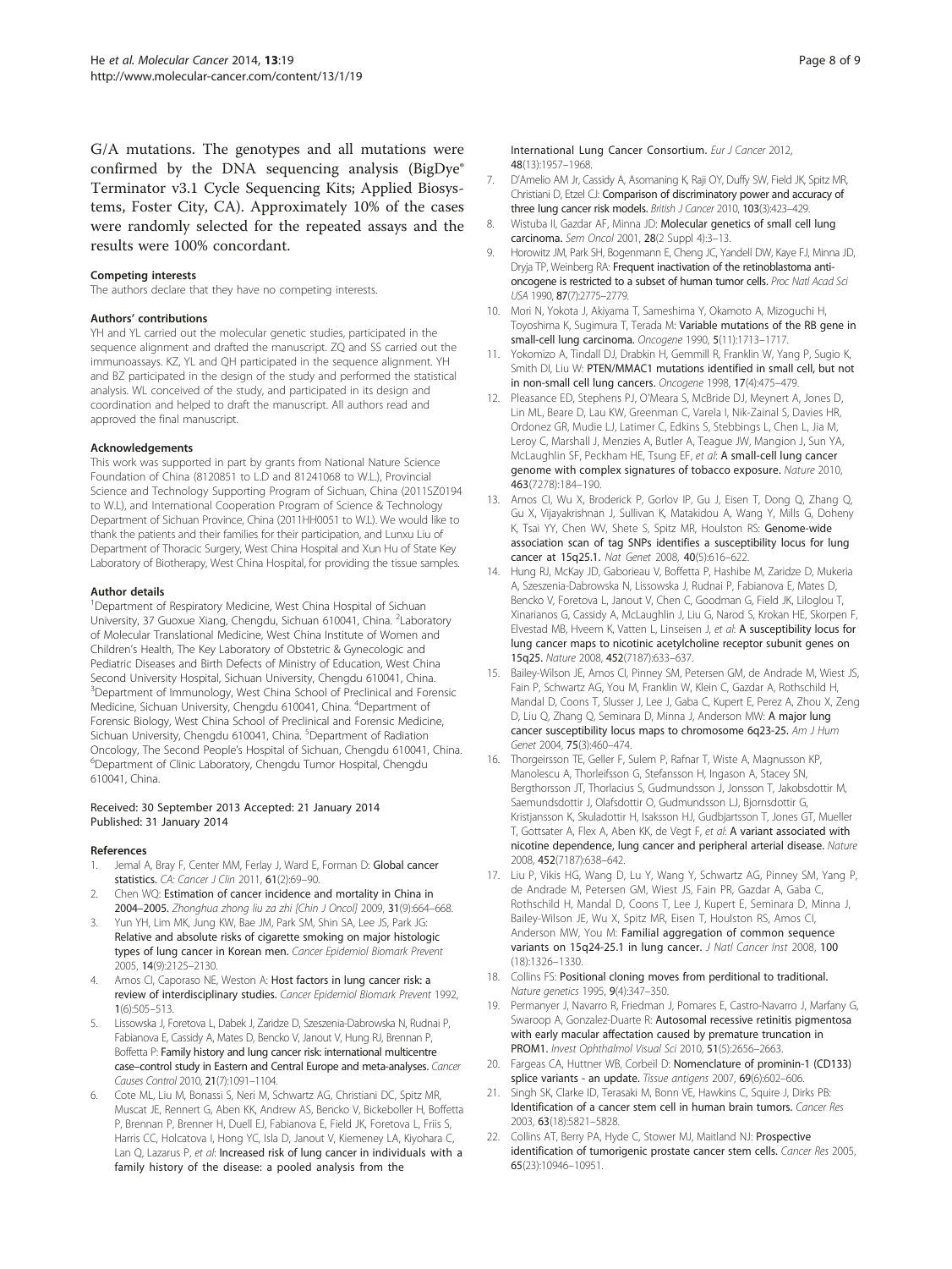G/A mutations. The genotypes and all mutations were confirmed by the DNA sequencing analysis (BigDye® Terminator v3.1 Cycle Sequencing Kits; Applied Biosystems, Foster City, CA). Approximately 10% of the cases were randomly selected for the repeated assays and the results were 100% concordant.

#### Competing interests

The authors declare that they have no competing interests.

#### Authors' contributions

YH and YL carried out the molecular genetic studies, participated in the sequence alignment and drafted the manuscript. ZQ and SS carried out the immunoassays. KZ, YL and QH participated in the sequence alignment. YH and BZ participated in the design of the study and performed the statistical analysis. WL conceived of the study, and participated in its design and coordination and helped to draft the manuscript. All authors read and approved the final manuscript.

#### Acknowledgements

This work was supported in part by grants from National Nature Science Foundation of China (8120851 to L.D and 81241068 to W.L.), Provincial Science and Technology Supporting Program of Sichuan, China (2011SZ0194 to W.L), and International Cooperation Program of Science & Technology Department of Sichuan Province, China (2011HH0051 to W.L). We would like to thank the patients and their families for their participation, and Lunxu Liu of Department of Thoracic Surgery, West China Hospital and Xun Hu of State Key Laboratory of Biotherapy, West China Hospital, for providing the tissue samples.

#### Author details

[1]Department of Respiratory Medicine, West China Hospital of Sichuan University, 37 Guoxue Xiang, Chengdu, Sichuan 610041, China. [2]Laboratory of Molecular Translational Medicine, West China Institute of Women and Children's Health, The Key Laboratory of Obstetric & Gynecologic and Pediatric Diseases and Birth Defects of Ministry of Education, West China Second University Hospital, Sichuan University, Chengdu 610041, China. [3]Department of Immunology, West China School of Preclinical and Forensic Medicine, Sichuan University, Chengdu 610041, China. [4]Department of Forensic Biology, West China School of Preclinical and Forensic Medicine, Sichuan University, Chengdu 610041, China. [5]Department of Radiation Oncology, The Second People's Hospital of Sichuan, Chengdu 610041, China. [6]Department of Clinic Laboratory, Chengdu Tumor Hospital, Chengdu 610041, China.

Received: 30 September 2013 Accepted: 21 January 2014
Published: 31 January 2014

#### References

1. Jemal A, Bray F, Center MM, Ferlay J, Ward E, Forman D: **Global cancer statistics.** *CA: Cancer J Clin* 2011, **61**(2):69–90.
2. Chen WQ: **Estimation of cancer incidence and mortality in China in 2004–2005.** *Zhonghua zhong liu za zhi [Chin J Oncol]* 2009, **31**(9):664–668.
3. Yun YH, Lim MK, Jung KW, Bae JM, Park SM, Shin SA, Lee JS, Park JG: **Relative and absolute risks of cigarette smoking on major histologic types of lung cancer in Korean men.** *Cancer Epidemiol Biomark Prevent* 2005, **14**(9):2125–2130.
4. Amos CI, Caporaso NE, Weston A: **Host factors in lung cancer risk: a review of interdisciplinary studies.** *Cancer Epidemiol Biomark Prevent* 1992, **1**(6):505–513.
5. Lissowska J, Foretova L, Dabek J, Zaridze D, Szeszenia-Dabrowska N, Rudnai P, Fabianova E, Cassidy A, Mates D, Bencko V, Janout V, Hung RJ, Brennan P, Boffetta P: **Family history and lung cancer risk: international multicentre case–control study in Eastern and Central Europe and meta-analyses.** *Cancer Causes Control* 2010, **21**(7):1091–1104.
6. Cote ML, Liu M, Bonassi S, Neri M, Schwartz AG, Christiani DC, Spitz MR, Muscat JE, Rennert G, Aben KK, Andrew AS, Bencko V, Bickeboller H, Boffetta P, Brennan P, Brenner H, Duell EJ, Fabianova E, Field JK, Foretova L, Friis S, Harris CC, Holcatova I, Hong YC, Isla D, Janout V, Kiemeney LA, Kiyohara C, Lan Q, Lazarus P, *et al*: **Increased risk of lung cancer in individuals with a family history of the disease: a pooled analysis from the International Lung Cancer Consortium.** *Eur J Cancer* 2012, **48**(13):1957–1968.
7. D'Amelio AM Jr, Cassidy A, Asomaning K, Raji OY, Duffy SW, Field JK, Spitz MR, Christiani D, Etzel CJ: **Comparison of discriminatory power and accuracy of three lung cancer risk models.** *British J Cancer* 2010, **103**(3):423–429.
8. Wistuba II, Gazdar AF, Minna JD: **Molecular genetics of small cell lung carcinoma.** *Sem Oncol* 2001, **28**(2 Suppl 4):3–13.
9. Horowitz JM, Park SH, Bogenmann E, Cheng JC, Yandell DW, Kaye FJ, Minna JD, Dryja TP, Weinberg RA: **Frequent inactivation of the retinoblastoma anti-oncogene is restricted to a subset of human tumor cells.** *Proc Natl Acad Sci USA* 1990, **87**(7):2775–2779.
10. Mori N, Yokota J, Akiyama T, Sameshima Y, Okamoto A, Mizoguchi H, Toyoshima K, Sugimura T, Terada M: **Variable mutations of the RB gene in small-cell lung carcinoma.** *Oncogene* 1990, **5**(11):1713–1717.
11. Yokomizo A, Tindall DJ, Drabkin H, Gemmill R, Franklin W, Yang P, Sugio K, Smith DI, Liu W: **PTEN/MMAC1 mutations identified in small cell, but not in non-small cell lung cancers.** *Oncogene* 1998, **17**(4):475–479.
12. Pleasance ED, Stephens PJ, O'Meara S, McBride DJ, Meynert A, Jones D, Lin ML, Beare D, Lau KW, Greenman C, Varela I, Nik-Zainal S, Davies HR, Ordonez GR, Mudie LJ, Latimer C, Edkins S, Stebbings L, Chen L, Jia M, Leroy C, Marshall J, Menzies A, Butler A, Teague JW, Mangion J, Sun YA, McLaughlin SF, Peckham HE, Tsung EF, *et al*: **A small-cell lung cancer genome with complex signatures of tobacco exposure.** *Nature* 2010, **463**(7278):184–190.
13. Amos CI, Wu X, Broderick P, Gorlov IP, Gu J, Eisen T, Dong Q, Zhang Q, Gu X, Vijayakrishnan J, Sullivan K, Matakidou A, Wang Y, Mills G, Doheny K, Tsai YY, Chen WV, Shete S, Spitz MR, Houlston RS: **Genome-wide association scan of tag SNPs identifies a susceptibility locus for lung cancer at 15q25.1.** *Nat Genet* 2008, **40**(5):616–622.
14. Hung RJ, McKay JD, Gaborieau V, Boffetta P, Hashibe M, Zaridze D, Mukeria A, Szeszenia-Dabrowska N, Lissowska J, Rudnai P, Fabianova E, Mates D, Bencko V, Foretova L, Janout V, Chen C, Goodman G, Field JK, Liloglou T, Xinarianos G, Cassidy A, McLaughlin J, Liu G, Narod S, Krokan HE, Skorpen F, Elvestad MB, Hveem K, Vatten L, Linseisen J, *et al*: **A susceptibility locus for lung cancer maps to nicotinic acetylcholine receptor subunit genes on 15q25.** *Nature* 2008, **452**(7187):633–637.
15. Bailey-Wilson JE, Amos CI, Pinney SM, Petersen GM, de Andrade M, Wiest JS, Fain P, Schwartz AG, You M, Franklin W, Klein C, Gazdar A, Rothschild H, Mandal D, Coons T, Slusser J, Lee J, Gaba C, Kupert E, Perez A, Zhou X, Zeng D, Liu Q, Zhang Q, Seminara D, Minna J, Anderson MW: **A major lung cancer susceptibility locus maps to chromosome 6q23-25.** *Am J Hum Genet* 2004, **75**(3):460–474.
16. Thorgeirsson TE, Geller F, Sulem P, Rafnar T, Wiste A, Magnusson KP, Manolescu A, Thorleifsson G, Stefansson H, Ingason A, Stacey SN, Bergthorsson JT, Thorlacius S, Gudmundsson J, Jonsson T, Jakobsdottir M, Saemundsdottir J, Olafsdottir O, Gudmundsson LJ, Bjornsdottir G, Kristjansson K, Skuladottir H, Isaksson HJ, Gudbjartsson T, Jones GT, Mueller T, Gottsater A, Flex A, Aben KK, de Vegt F, *et al*: **A variant associated with nicotine dependence, lung cancer and peripheral arterial disease.** *Nature* 2008, **452**(7187):638–642.
17. Liu P, Vikis HG, Wang D, Lu Y, Wang Y, Schwartz AG, Pinney SM, Yang P, de Andrade M, Petersen GM, Wiest JS, Fain PR, Gazdar A, Gaba C, Rothschild H, Mandal D, Coons T, Lee J, Kupert E, Seminara D, Minna J, Bailey-Wilson JE, Wu X, Spitz MR, Eisen T, Houlston RS, Amos CI, Anderson MW, You M: **Familial aggregation of common sequence variants on 15q24-25.1 in lung cancer.** *J Natl Cancer Inst* 2008, **100**(18):1326–1330.
18. Collins FS: **Positional cloning moves from perditional to traditional.** *Nature genetics* 1995, **9**(4):347–350.
19. Permanyer J, Navarro R, Friedman J, Pomares E, Castro-Navarro J, Marfany G, Swaroop A, Gonzalez-Duarte R: **Autosomal recessive retinitis pigmentosa with early macular affectation caused by premature truncation in PROM1.** *Invest Ophthalmol Visual Sci* 2010, **51**(5):2656–2663.
20. Fargeas CA, Huttner WB, Corbeil D: **Nomenclature of prominin-1 (CD133) splice variants - an update.** *Tissue antigens* 2007, **69**(6):602–606.
21. Singh SK, Clarke ID, Terasaki M, Bonn VE, Hawkins C, Squire J, Dirks PB: **Identification of a cancer stem cell in human brain tumors.** *Cancer Res* 2003, **63**(18):5821–5828.
22. Collins AT, Berry PA, Hyde C, Stower MJ, Maitland NJ: **Prospective identification of tumorigenic prostate cancer stem cells.** *Cancer Res* 2005, **65**(23):10946–10951.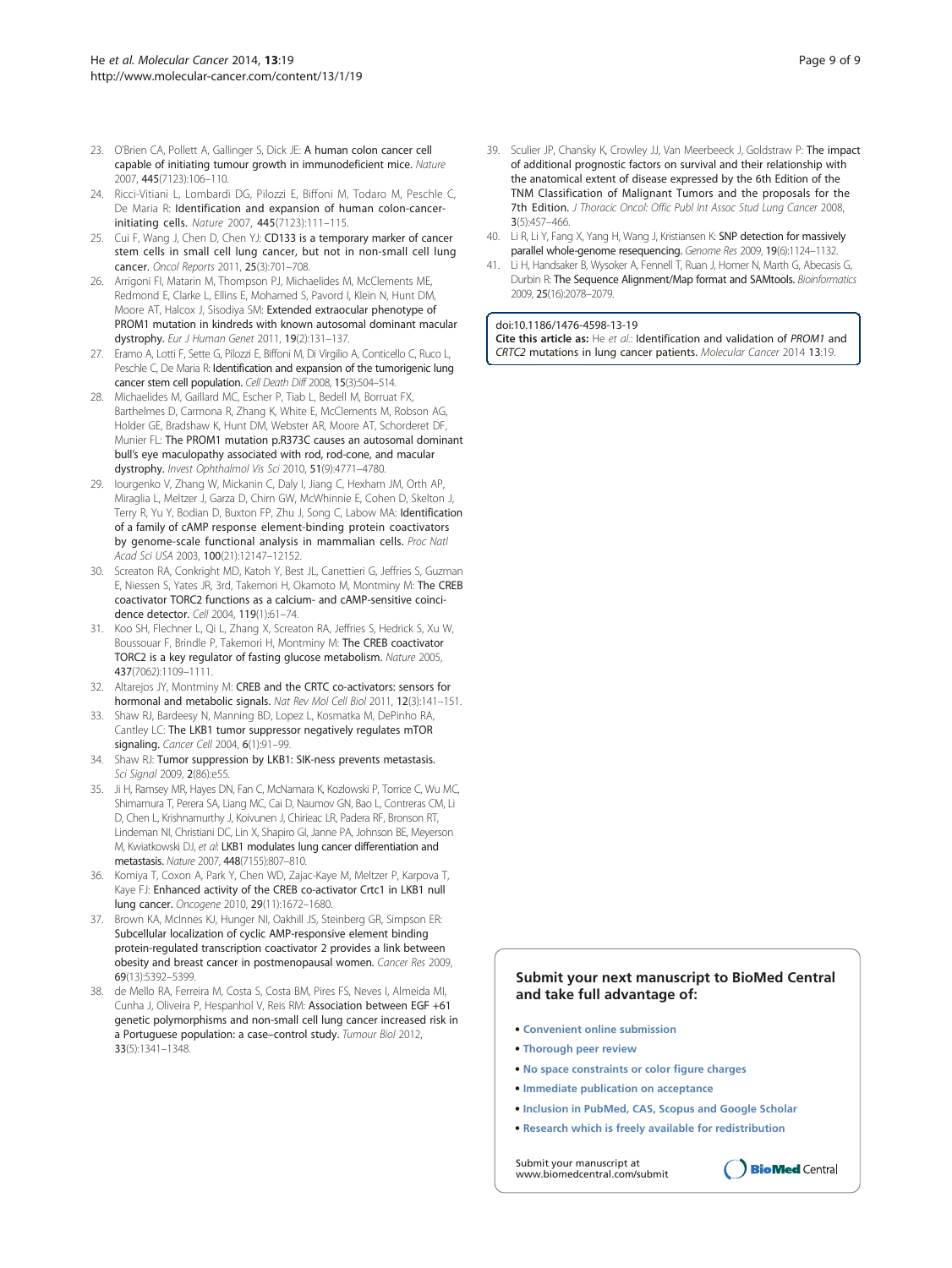23. O'Brien CA, Pollett A, Gallinger S, Dick JE: A human colon cancer cell capable of initiating tumour growth in immunodeficient mice. *Nature* 2007, **445**(7123):106–110.
24. Ricci-Vitiani L, Lombardi DG, Pilozzi E, Biffoni M, Todaro M, Peschle C, De Maria R: Identification and expansion of human colon-cancer-initiating cells. *Nature* 2007, **445**(7123):111–115.
25. Cui F, Wang J, Chen D, Chen YJ: CD133 is a temporary marker of cancer stem cells in small cell lung cancer, but not in non-small cell lung cancer. *Oncol Reports* 2011, **25**(3):701–708.
26. Arrigoni FI, Matarin M, Thompson PJ, Michaelides M, McClements ME, Redmond E, Clarke L, Ellins E, Mohamed S, Pavord I, Klein N, Hunt DM, Moore AT, Halcox J, Sisodiya SM: Extended extraocular phenotype of PROM1 mutation in kindreds with known autosomal dominant macular dystrophy. *Eur J Human Genet* 2011, **19**(2):131–137.
27. Eramo A, Lotti F, Sette G, Pilozzi E, Biffoni M, Di Virgilio A, Conticello C, Ruco L, Peschle C, De Maria R: Identification and expansion of the tumorigenic lung cancer stem cell population. *Cell Death Diff* 2008, **15**(3):504–514.
28. Michaelides M, Gaillard MC, Escher P, Tiab L, Bedell M, Borruat FX, Barthelmes D, Carmona R, Zhang K, White E, McClements M, Robson AG, Holder GE, Bradshaw K, Hunt DM, Webster AR, Moore AT, Schorderet DF, Munier FL: The PROM1 mutation p.R373C causes an autosomal dominant bull's eye maculopathy associated with rod, rod-cone, and macular dystrophy. *Invest Ophthalmol Vis Sci* 2010, **51**(9):4771–4780.
29. Iourgenko V, Zhang W, Mickanin C, Daly I, Jiang C, Hexham JM, Orth AP, Miraglia L, Meltzer J, Garza D, Chirn GW, McWhinnie E, Cohen D, Skelton J, Terry R, Yu Y, Bodian D, Buxton FP, Zhu J, Song C, Labow MA: Identification of a family of cAMP response element-binding protein coactivators by genome-scale functional analysis in mammalian cells. *Proc Natl Acad Sci USA* 2003, **100**(21):12147–12152.
30. Screaton RA, Conkright MD, Katoh Y, Best JL, Canettieri G, Jeffries S, Guzman E, Niessen S, Yates JR, 3rd, Takemori H, Okamoto M, Montminy M: The CREB coactivator TORC2 functions as a calcium- and cAMP-sensitive coincidence detector. *Cell* 2004, **119**(1):61–74.
31. Koo SH, Flechner L, Qi L, Zhang X, Screaton RA, Jeffries S, Hedrick S, Xu W, Boussouar F, Brindle P, Takemori H, Montminy M: The CREB coactivator TORC2 is a key regulator of fasting glucose metabolism. *Nature* 2005, **437**(7062):1109–1111.
32. Altarejos JY, Montminy M: CREB and the CRTC co-activators: sensors for hormonal and metabolic signals. *Nat Rev Mol Cell Biol* 2011, **12**(3):141–151.
33. Shaw RJ, Bardeesy N, Manning BD, Lopez L, Kosmatka M, DePinho RA, Cantley LC: The LKB1 tumor suppressor negatively regulates mTOR signaling. *Cancer Cell* 2004, **6**(1):91–99.
34. Shaw RJ: Tumor suppression by LKB1: SIK-ness prevents metastasis. *Sci Signal* 2009, **2**(86):e55.
35. Ji H, Ramsey MR, Hayes DN, Fan C, McNamara K, Kozlowski P, Torrice C, Wu MC, Shimamura T, Perera SA, Liang MC, Cai D, Naumov GN, Bao L, Contreras CM, Li D, Chen L, Krishnamurthy J, Koivunen J, Chirieac LR, Padera RF, Bronson RT, Lindeman NI, Christiani DC, Lin X, Shapiro GI, Janne PA, Johnson BE, Meyerson M, Kwiatkowski DJ, *et al*: LKB1 modulates lung cancer differentiation and metastasis. *Nature* 2007, **448**(7155):807–810.
36. Komiya T, Coxon A, Park Y, Chen WD, Zajac-Kaye M, Meltzer P, Karpova T, Kaye FJ: Enhanced activity of the CREB co-activator Crtc1 in LKB1 null lung cancer. *Oncogene* 2010, **29**(11):1672–1680.
37. Brown KA, McInnes KJ, Hunger NI, Oakhill JS, Steinberg GR, Simpson ER: Subcellular localization of cyclic AMP-responsive element binding protein-regulated transcription coactivator 2 provides a link between obesity and breast cancer in postmenopausal women. *Cancer Res* 2009, **69**(13):5392–5399.
38. de Mello RA, Ferreira M, Costa S, Costa BM, Pires FS, Neves I, Almeida MI, Cunha J, Oliveira P, Hespanhol V, Reis RM: Association between EGF +61 genetic polymorphisms and non-small cell lung cancer increased risk in a Portuguese population: a case–control study. *Tumour Biol* 2012, **33**(5):1341–1348.
39. Sculier JP, Chansky K, Crowley JJ, Van Meerbeeck J, Goldstraw P: The impact of additional prognostic factors on survival and their relationship with the anatomical extent of disease expressed by the 6th Edition of the TNM Classification of Malignant Tumors and the proposals for the 7th Edition. *J Thoracic Oncol: Offic Publ Int Assoc Stud Lung Cancer* 2008, **3**(5):457–466.
40. Li R, Li Y, Fang X, Yang H, Wang J, Kristiansen K: SNP detection for massively parallel whole-genome resequencing. *Genome Res* 2009, **19**(6):1124–1132.
41. Li H, Handsaker B, Wysoker A, Fennell T, Ruan J, Homer N, Marth G, Abecasis G, Durbin R: The Sequence Alignment/Map format and SAMtools. *Bioinformatics* 2009, **25**(16):2078–2079.

doi:10.1186/1476-4598-13-19
**Cite this article as:** He *et al.*: Identification and validation of *PROM1* and *CRTC2* mutations in lung cancer patients. *Molecular Cancer* 2014 **13**:19.

**Submit your next manuscript to BioMed Central and take full advantage of:**

- **Convenient online submission**
- **Thorough peer review**
- **No space constraints or color figure charges**
- **Immediate publication on acceptance**
- **Inclusion in PubMed, CAS, Scopus and Google Scholar**
- **Research which is freely available for redistribution**

Submit your manuscript at
www.biomedcentral.com/submit

BioMed Central